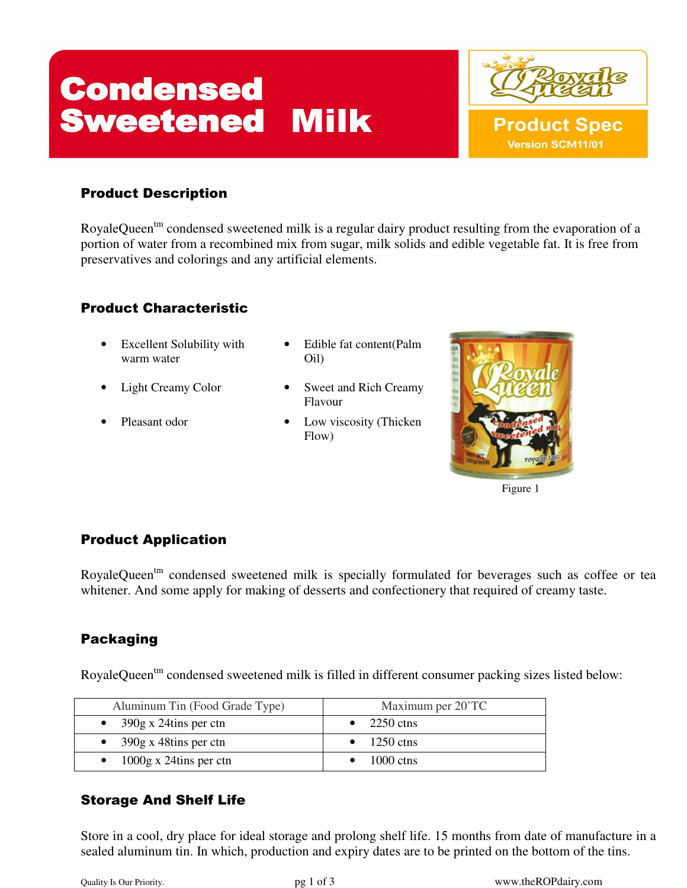# Condensed Sweetened Milk

Product Spec
Version SCM11/01

## Product Description

RoyaleQueen[tm] condensed sweetened milk is a regular dairy product resulting from the evaporation of a portion of water from a recombined mix from sugar, milk solids and edible vegetable fat. It is free from preservatives and colorings and any artificial elements.

## Product Characteristic

- Excellent Solubility with warm water
- Light Creamy Color
- Pleasant odor
- Edible fat content(Palm Oil)
- Sweet and Rich Creamy Flavour
- Low viscosity (Thicken Flow)

Figure 1

## Product Application

RoyaleQueen[tm] condensed sweetened milk is specially formulated for beverages such as coffee or tea whitener. And some apply for making of desserts and confectionery that required of creamy taste.

## Packaging

RoyaleQueen[tm] condensed sweetened milk is filled in different consumer packing sizes listed below:

| Aluminum Tin (Food Grade Type) | Maximum per 20'TC |
|---|---|
| • 390g x 24tins per ctn | • 2250 ctns |
| • 390g x 48tins per ctn | • 1250 ctns |
| • 1000g x 24tins per ctn | • 1000 ctns |

## Storage And Shelf Life

Store in a cool, dry place for ideal storage and prolong shelf life. 15 months from date of manufacture in a sealed aluminum tin. In which, production and expiry dates are to be printed on the bottom of the tins.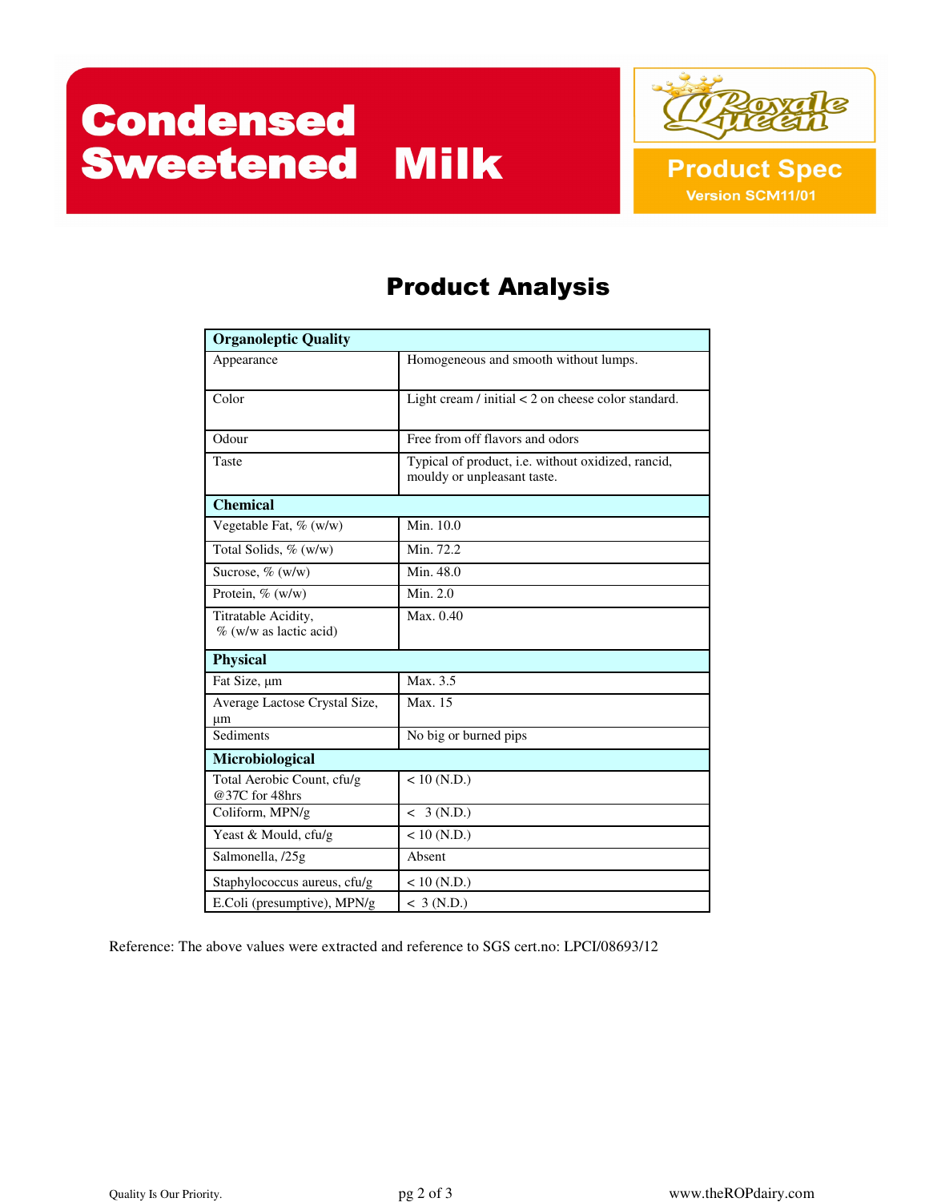# Condensed Sweetened Milk

Royale Queen

**Product Spec**
Version SCM11/01

## Product Analysis

| **Organoleptic Quality** | |
|---|---|
| Appearance | Homogeneous and smooth without lumps. |
| Color | Light cream / initial < 2 on cheese color standard. |
| Odour | Free from off flavors and odors |
| Taste | Typical of product, i.e. without oxidized, rancid, mouldy or unpleasant taste. |
| **Chemical** | |
| Vegetable Fat, % (w/w) | Min. 10.0 |
| Total Solids, % (w/w) | Min. 72.2 |
| Sucrose, % (w/w) | Min. 48.0 |
| Protein, % (w/w) | Min. 2.0 |
| Titratable Acidity, % (w/w as lactic acid) | Max. 0.40 |
| **Physical** | |
| Fat Size, µm | Max. 3.5 |
| Average Lactose Crystal Size, µm | Max. 15 |
| Sediments | No big or burned pips |
| **Microbiological** | |
| Total Aerobic Count, cfu/g @37C for 48hrs | < 10 (N.D.) |
| Coliform, MPN/g | < 3 (N.D.) |
| Yeast & Mould, cfu/g | < 10 (N.D.) |
| Salmonella, /25g | Absent |
| Staphylococcus aureus, cfu/g | < 10 (N.D.) |
| E.Coli (presumptive), MPN/g | < 3 (N.D.) |

Reference: The above values were extracted and reference to SGS cert.no: LPCI/08693/12

Quality Is Our Priority.

www.theROPdairy.com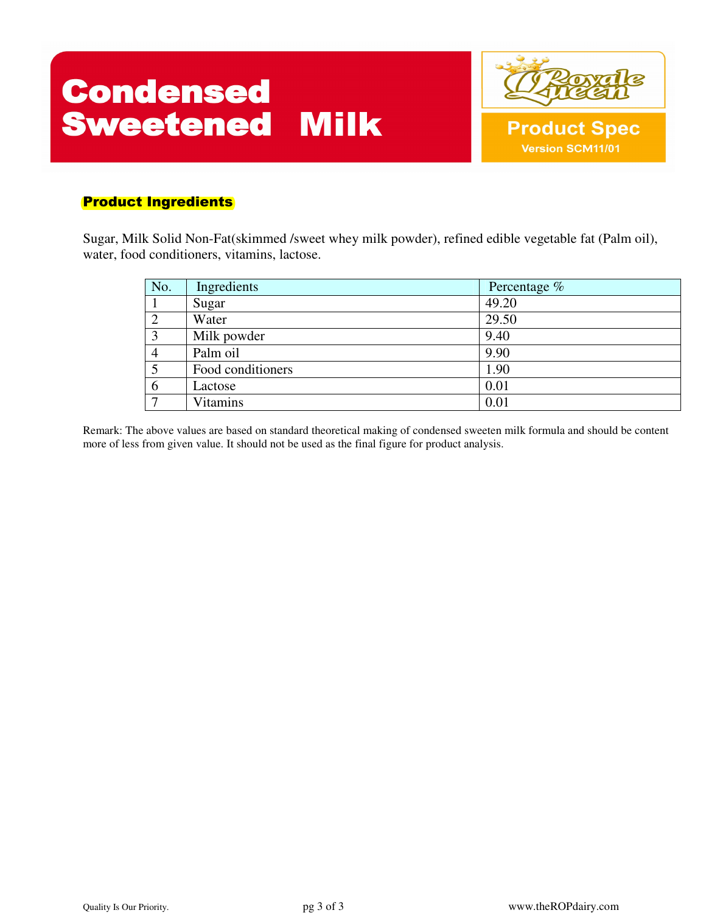# Condensed Sweetened Milk

**Royale Queen**

**Product Spec**
**Version SCM11/01**

## Product Ingredients

Sugar, Milk Solid Non-Fat(skimmed /sweet whey milk powder), refined edible vegetable fat (Palm oil), water, food conditioners, vitamins, lactose.

| No. | Ingredients | Percentage % |
|---|---|---|
| 1 | Sugar | 49.20 |
| 2 | Water | 29.50 |
| 3 | Milk powder | 9.40 |
| 4 | Palm oil | 9.90 |
| 5 | Food conditioners | 1.90 |
| 6 | Lactose | 0.01 |
| 7 | Vitamins | 0.01 |

Remark: The above values are based on standard theoretical making of condensed sweeten milk formula and should be content more of less from given value. It should not be used as the final figure for product analysis.